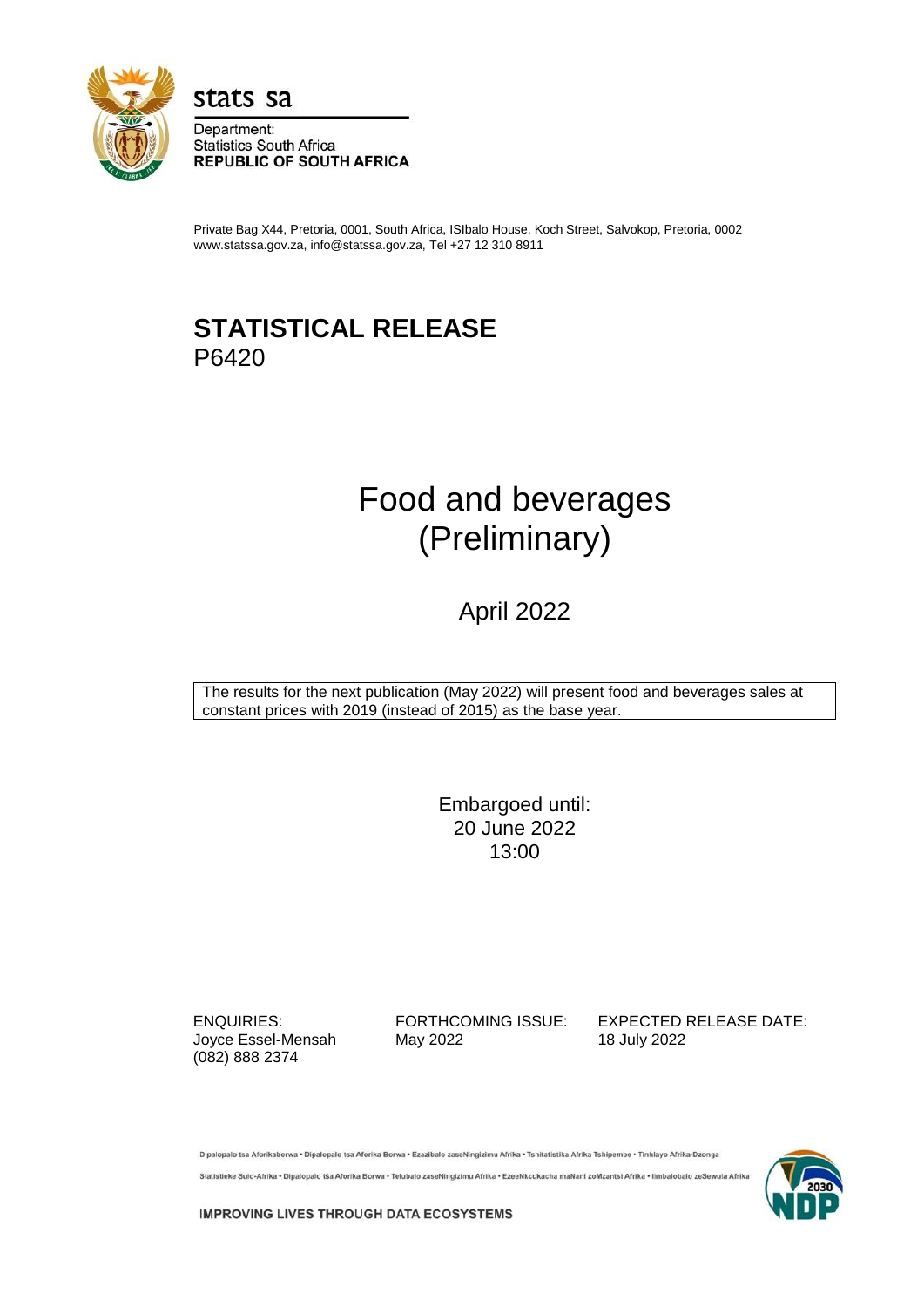stats sa

Department:
Statistics South Africa
**REPUBLIC OF SOUTH AFRICA**

Private Bag X44, Pretoria, 0001, South Africa, ISIbalo House, Koch Street, Salvokop, Pretoria, 0002
www.statssa.gov.za, info@statssa.gov.za, Tel +27 12 310 8911

# STATISTICAL RELEASE
P6420

# Food and beverages (Preliminary)

## April 2022

The results for the next publication (May 2022) will present food and beverages sales at constant prices with 2019 (instead of 2015) as the base year.

Embargoed until:
20 June 2022
13:00

| ENQUIRIES: | FORTHCOMING ISSUE: | EXPECTED RELEASE DATE: |
|---|---|---|
| Joyce Essel-Mensah<br>(082) 888 2374 | May 2022 | 18 July 2022 |

Dipalopalo tsa Aforikaborwa • Dipalopalo tsa Aforika Borwa • Ezazibalo zaseNingizimu Afrika • Tshitatistika Afrika Tshipembe • Tinhlayo Afrika-Dzonga

Statistieke Suid-Afrika • Dipalopalo tša Aforika Borwa • Telubalo zaseNingizimu Afrika • EzeeNkcukacha maNani zoMzantsi Afrika • Iimbalobalo zeSewula Afrika

IMPROVING LIVES THROUGH DATA ECOSYSTEMS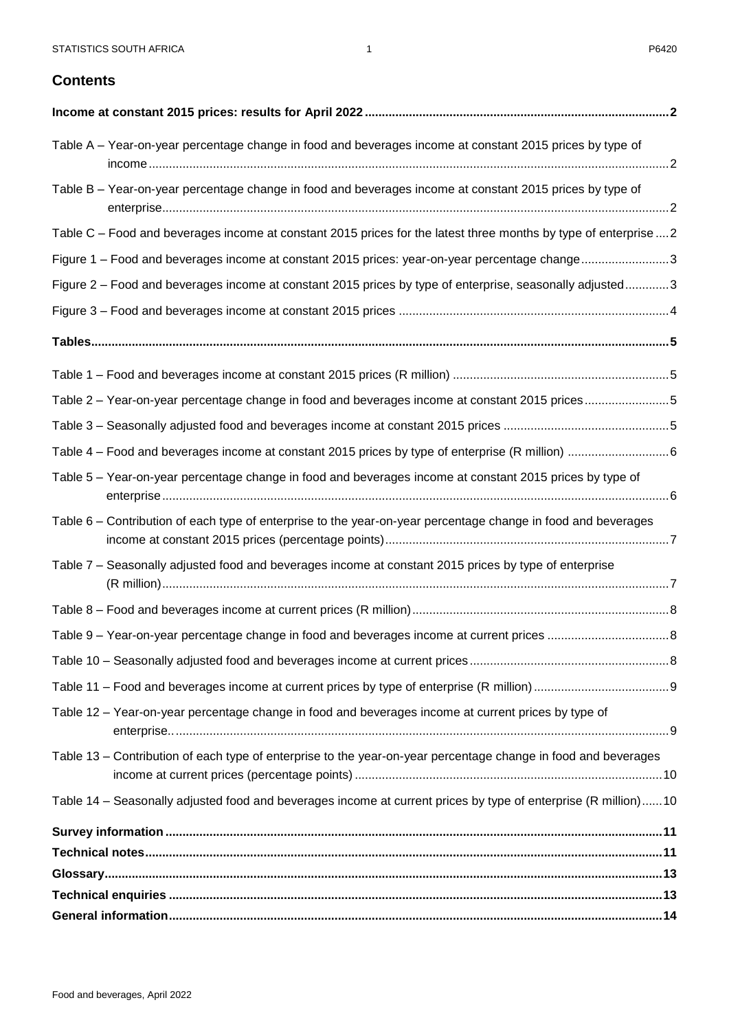## Contents

**Income at constant 2015 prices: results for April 2022** ........ 2

Table A – Year-on-year percentage change in food and beverages income at constant 2015 prices by type of income ........ 2

Table B – Year-on-year percentage change in food and beverages income at constant 2015 prices by type of enterprise ........ 2

Table C – Food and beverages income at constant 2015 prices for the latest three months by type of enterprise ........ 2

Figure 1 – Food and beverages income at constant 2015 prices: year-on-year percentage change ........ 3

Figure 2 – Food and beverages income at constant 2015 prices by type of enterprise, seasonally adjusted ........ 3

Figure 3 – Food and beverages income at constant 2015 prices ........ 4

**Tables** ........ 5

Table 1 – Food and beverages income at constant 2015 prices (R million) ........ 5

Table 2 – Year-on-year percentage change in food and beverages income at constant 2015 prices ........ 5

Table 3 – Seasonally adjusted food and beverages income at constant 2015 prices ........ 5

Table 4 – Food and beverages income at constant 2015 prices by type of enterprise (R million) ........ 6

Table 5 – Year-on-year percentage change in food and beverages income at constant 2015 prices by type of enterprise ........ 6

Table 6 – Contribution of each type of enterprise to the year-on-year percentage change in food and beverages income at constant 2015 prices (percentage points) ........ 7

Table 7 – Seasonally adjusted food and beverages income at constant 2015 prices by type of enterprise (R million) ........ 7

Table 8 – Food and beverages income at current prices (R million) ........ 8

Table 9 – Year-on-year percentage change in food and beverages income at current prices ........ 8

Table 10 – Seasonally adjusted food and beverages income at current prices ........ 8

Table 11 – Food and beverages income at current prices by type of enterprise (R million) ........ 9

Table 12 – Year-on-year percentage change in food and beverages income at current prices by type of enterprise ........ 9

Table 13 – Contribution of each type of enterprise to the year-on-year percentage change in food and beverages income at current prices (percentage points) ........ 10

Table 14 – Seasonally adjusted food and beverages income at current prices by type of enterprise (R million) ........ 10

**Survey information** ........ 11

**Technical notes** ........ 11

**Glossary** ........ 13

**Technical enquiries** ........ 13

**General information** ........ 14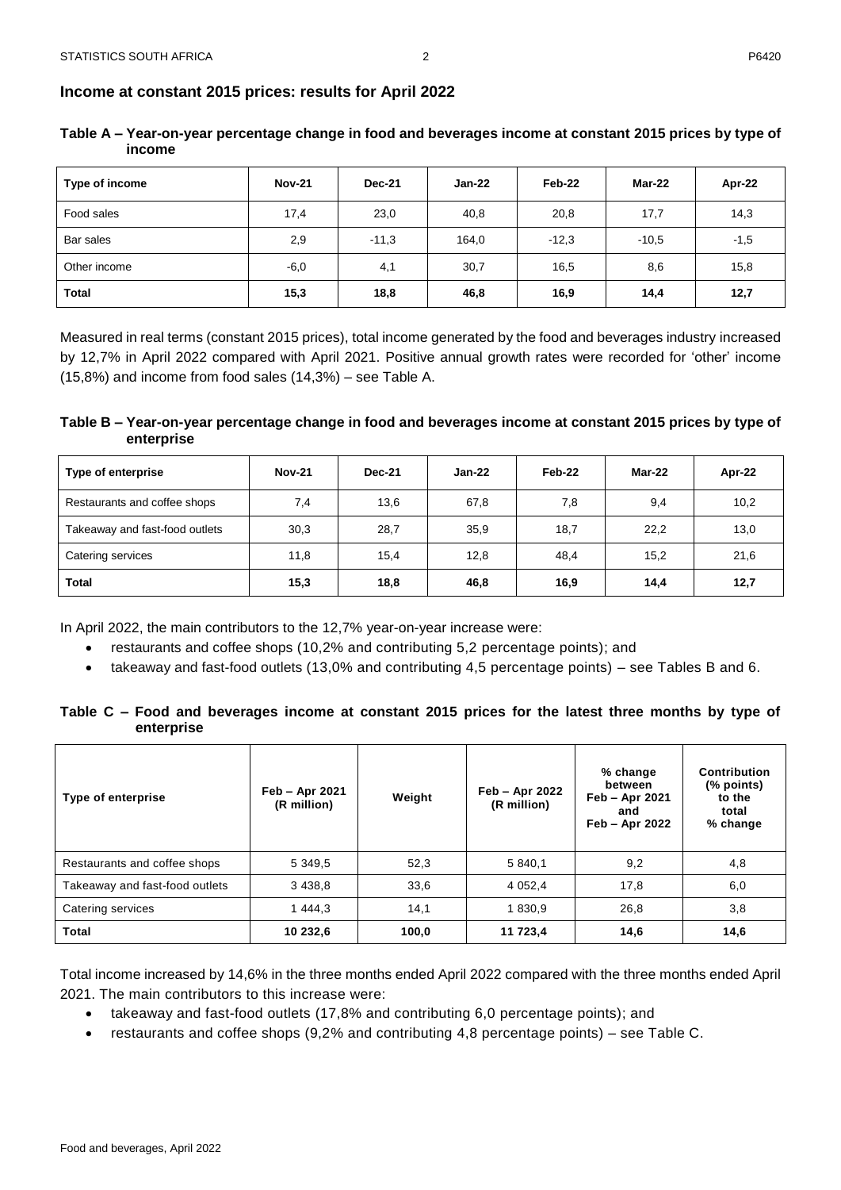## Income at constant 2015 prices: results for April 2022

**Table A – Year-on-year percentage change in food and beverages income at constant 2015 prices by type of income**

| Type of income | Nov-21 | Dec-21 | Jan-22 | Feb-22 | Mar-22 | Apr-22 |
|---|---|---|---|---|---|---|
| Food sales | 17,4 | 23,0 | 40,8 | 20,8 | 17,7 | 14,3 |
| Bar sales | 2,9 | -11,3 | 164,0 | -12,3 | -10,5 | -1,5 |
| Other income | -6,0 | 4,1 | 30,7 | 16,5 | 8,6 | 15,8 |
| **Total** | **15,3** | **18,8** | **46,8** | **16,9** | **14,4** | **12,7** |

Measured in real terms (constant 2015 prices), total income generated by the food and beverages industry increased by 12,7% in April 2022 compared with April 2021. Positive annual growth rates were recorded for 'other' income (15,8%) and income from food sales (14,3%) – see Table A.

**Table B – Year-on-year percentage change in food and beverages income at constant 2015 prices by type of enterprise**

| Type of enterprise | Nov-21 | Dec-21 | Jan-22 | Feb-22 | Mar-22 | Apr-22 |
|---|---|---|---|---|---|---|
| Restaurants and coffee shops | 7,4 | 13,6 | 67,8 | 7,8 | 9,4 | 10,2 |
| Takeaway and fast-food outlets | 30,3 | 28,7 | 35,9 | 18,7 | 22,2 | 13,0 |
| Catering services | 11,8 | 15,4 | 12,8 | 48,4 | 15,2 | 21,6 |
| **Total** | **15,3** | **18,8** | **46,8** | **16,9** | **14,4** | **12,7** |

In April 2022, the main contributors to the 12,7% year-on-year increase were:

- restaurants and coffee shops (10,2% and contributing 5,2 percentage points); and
- takeaway and fast-food outlets (13,0% and contributing 4,5 percentage points) – see Tables B and 6.

**Table C – Food and beverages income at constant 2015 prices for the latest three months by type of enterprise**

| Type of enterprise | Feb – Apr 2021 (R million) | Weight | Feb – Apr 2022 (R million) | % change between Feb – Apr 2021 and Feb – Apr 2022 | Contribution (% points) to the total % change |
|---|---|---|---|---|---|
| Restaurants and coffee shops | 5 349,5 | 52,3 | 5 840,1 | 9,2 | 4,8 |
| Takeaway and fast-food outlets | 3 438,8 | 33,6 | 4 052,4 | 17,8 | 6,0 |
| Catering services | 1 444,3 | 14,1 | 1 830,9 | 26,8 | 3,8 |
| **Total** | **10 232,6** | **100,0** | **11 723,4** | **14,6** | **14,6** |

Total income increased by 14,6% in the three months ended April 2022 compared with the three months ended April 2021. The main contributors to this increase were:

- takeaway and fast-food outlets (17,8% and contributing 6,0 percentage points); and
- restaurants and coffee shops (9,2% and contributing 4,8 percentage points) – see Table C.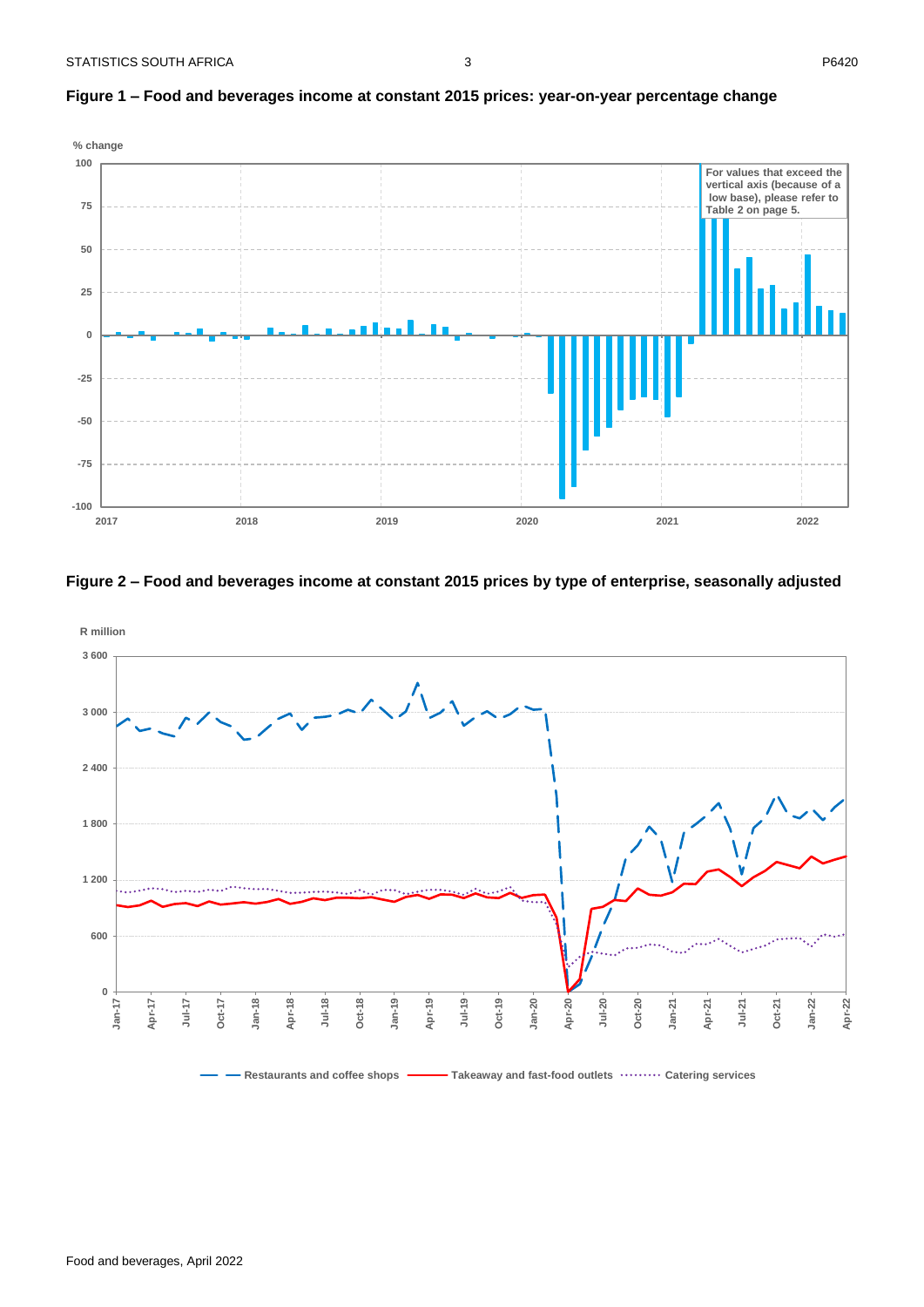**Figure 1 – Food and beverages income at constant 2015 prices: year-on-year percentage change**

**Figure 2 – Food and beverages income at constant 2015 prices by type of enterprise, seasonally adjusted**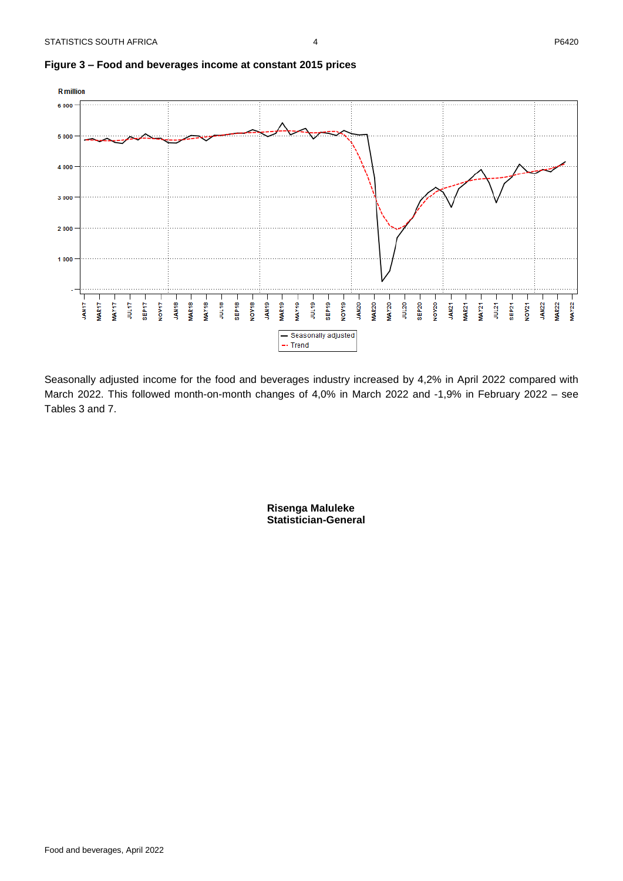**Figure 3 – Food and beverages income at constant 2015 prices**

Seasonally adjusted income for the food and beverages industry increased by 4,2% in April 2022 compared with March 2022. This followed month-on-month changes of 4,0% in March 2022 and -1,9% in February 2022 – see Tables 3 and 7.

**Risenga Maluleke**
**Statistician-General**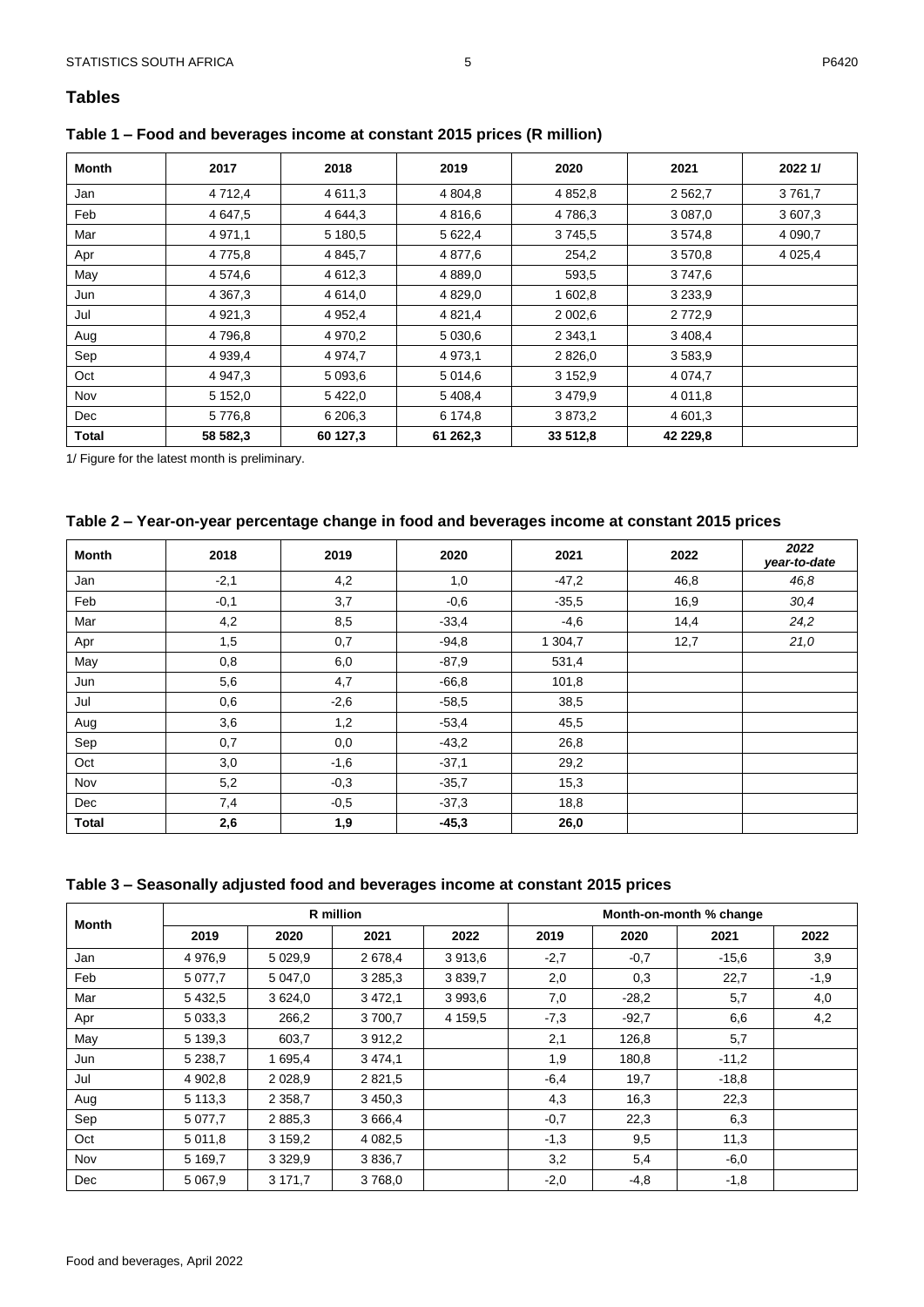## Tables

### Table 1 – Food and beverages income at constant 2015 prices (R million)

| Month | 2017 | 2018 | 2019 | 2020 | 2021 | 2022 1/ |
|---|---|---|---|---|---|---|
| Jan | 4 712,4 | 4 611,3 | 4 804,8 | 4 852,8 | 2 562,7 | 3 761,7 |
| Feb | 4 647,5 | 4 644,3 | 4 816,6 | 4 786,3 | 3 087,0 | 3 607,3 |
| Mar | 4 971,1 | 5 180,5 | 5 622,4 | 3 745,5 | 3 574,8 | 4 090,7 |
| Apr | 4 775,8 | 4 845,7 | 4 877,6 | 254,2 | 3 570,8 | 4 025,4 |
| May | 4 574,6 | 4 612,3 | 4 889,0 | 593,5 | 3 747,6 | |
| Jun | 4 367,3 | 4 614,0 | 4 829,0 | 1 602,8 | 3 233,9 | |
| Jul | 4 921,3 | 4 952,4 | 4 821,4 | 2 002,6 | 2 772,9 | |
| Aug | 4 796,8 | 4 970,2 | 5 030,6 | 2 343,1 | 3 408,4 | |
| Sep | 4 939,4 | 4 974,7 | 4 973,1 | 2 826,0 | 3 583,9 | |
| Oct | 4 947,3 | 5 093,6 | 5 014,6 | 3 152,9 | 4 074,7 | |
| Nov | 5 152,0 | 5 422,0 | 5 408,4 | 3 479,9 | 4 011,8 | |
| Dec | 5 776,8 | 6 206,3 | 6 174,8 | 3 873,2 | 4 601,3 | |
| **Total** | **58 582,3** | **60 127,3** | **61 262,3** | **33 512,8** | **42 229,8** | |

1/ Figure for the latest month is preliminary.

### Table 2 – Year-on-year percentage change in food and beverages income at constant 2015 prices

| Month | 2018 | 2019 | 2020 | 2021 | 2022 | *2022 year-to-date* |
|---|---|---|---|---|---|---|
| Jan | -2,1 | 4,2 | 1,0 | -47,2 | 46,8 | *46,8* |
| Feb | -0,1 | 3,7 | -0,6 | -35,5 | 16,9 | *30,4* |
| Mar | 4,2 | 8,5 | -33,4 | -4,6 | 14,4 | *24,2* |
| Apr | 1,5 | 0,7 | -94,8 | 1 304,7 | 12,7 | *21,0* |
| May | 0,8 | 6,0 | -87,9 | 531,4 | | |
| Jun | 5,6 | 4,7 | -66,8 | 101,8 | | |
| Jul | 0,6 | -2,6 | -58,5 | 38,5 | | |
| Aug | 3,6 | 1,2 | -53,4 | 45,5 | | |
| Sep | 0,7 | 0,0 | -43,2 | 26,8 | | |
| Oct | 3,0 | -1,6 | -37,1 | 29,2 | | |
| Nov | 5,2 | -0,3 | -35,7 | 15,3 | | |
| Dec | 7,4 | -0,5 | -37,3 | 18,8 | | |
| **Total** | **2,6** | **1,9** | **-45,3** | **26,0** | | |

### Table 3 – Seasonally adjusted food and beverages income at constant 2015 prices

| Month | R million | | | | Month-on-month % change | | | |
|---|---|---|---|---|---|---|---|---|
| | 2019 | 2020 | 2021 | 2022 | 2019 | 2020 | 2021 | 2022 |
| Jan | 4 976,9 | 5 029,9 | 2 678,4 | 3 913,6 | -2,7 | -0,7 | -15,6 | 3,9 |
| Feb | 5 077,7 | 5 047,0 | 3 285,3 | 3 839,7 | 2,0 | 0,3 | 22,7 | -1,9 |
| Mar | 5 432,5 | 3 624,0 | 3 472,1 | 3 993,6 | 7,0 | -28,2 | 5,7 | 4,0 |
| Apr | 5 033,3 | 266,2 | 3 700,7 | 4 159,5 | -7,3 | -92,7 | 6,6 | 4,2 |
| May | 5 139,3 | 603,7 | 3 912,2 | | 2,1 | 126,8 | 5,7 | |
| Jun | 5 238,7 | 1 695,4 | 3 474,1 | | 1,9 | 180,8 | -11,2 | |
| Jul | 4 902,8 | 2 028,9 | 2 821,5 | | -6,4 | 19,7 | -18,8 | |
| Aug | 5 113,3 | 2 358,7 | 3 450,3 | | 4,3 | 16,3 | 22,3 | |
| Sep | 5 077,7 | 2 885,3 | 3 666,4 | | -0,7 | 22,3 | 6,3 | |
| Oct | 5 011,8 | 3 159,2 | 4 082,5 | | -1,3 | 9,5 | 11,3 | |
| Nov | 5 169,7 | 3 329,9 | 3 836,7 | | 3,2 | 5,4 | -6,0 | |
| Dec | 5 067,9 | 3 171,7 | 3 768,0 | | -2,0 | -4,8 | -1,8 | |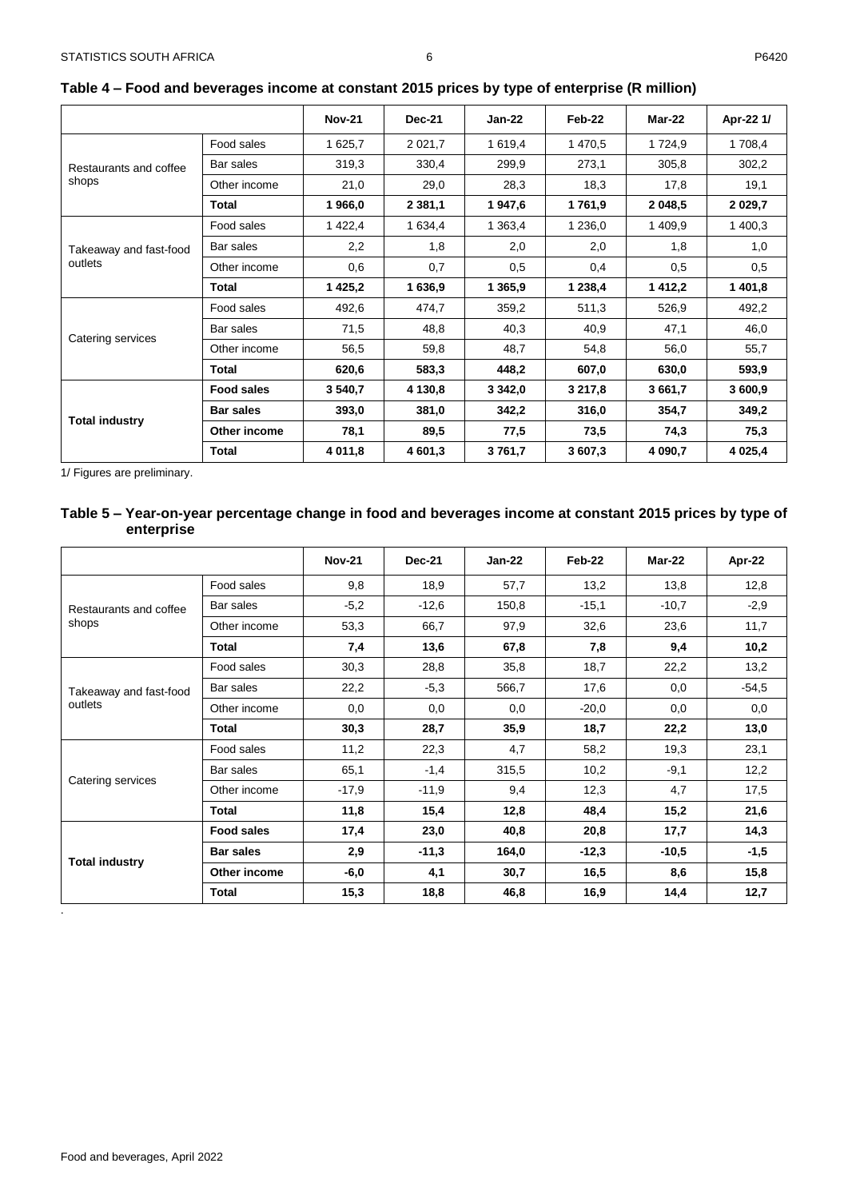**Table 4 – Food and beverages income at constant 2015 prices by type of enterprise (R million)**

| | | Nov-21 | Dec-21 | Jan-22 | Feb-22 | Mar-22 | Apr-22 1/ |
|---|---|---|---|---|---|---|---|
| Restaurants and coffee shops | Food sales | 1 625,7 | 2 021,7 | 1 619,4 | 1 470,5 | 1 724,9 | 1 708,4 |
| | Bar sales | 319,3 | 330,4 | 299,9 | 273,1 | 305,8 | 302,2 |
| | Other income | 21,0 | 29,0 | 28,3 | 18,3 | 17,8 | 19,1 |
| | **Total** | **1 966,0** | **2 381,1** | **1 947,6** | **1 761,9** | **2 048,5** | **2 029,7** |
| Takeaway and fast-food outlets | Food sales | 1 422,4 | 1 634,4 | 1 363,4 | 1 236,0 | 1 409,9 | 1 400,3 |
| | Bar sales | 2,2 | 1,8 | 2,0 | 2,0 | 1,8 | 1,0 |
| | Other income | 0,6 | 0,7 | 0,5 | 0,4 | 0,5 | 0,5 |
| | **Total** | **1 425,2** | **1 636,9** | **1 365,9** | **1 238,4** | **1 412,2** | **1 401,8** |
| Catering services | Food sales | 492,6 | 474,7 | 359,2 | 511,3 | 526,9 | 492,2 |
| | Bar sales | 71,5 | 48,8 | 40,3 | 40,9 | 47,1 | 46,0 |
| | Other income | 56,5 | 59,8 | 48,7 | 54,8 | 56,0 | 55,7 |
| | **Total** | **620,6** | **583,3** | **448,2** | **607,0** | **630,0** | **593,9** |
| **Total industry** | **Food sales** | **3 540,7** | **4 130,8** | **3 342,0** | **3 217,8** | **3 661,7** | **3 600,9** |
| | **Bar sales** | **393,0** | **381,0** | **342,2** | **316,0** | **354,7** | **349,2** |
| | **Other income** | **78,1** | **89,5** | **77,5** | **73,5** | **74,3** | **75,3** |
| | **Total** | **4 011,8** | **4 601,3** | **3 761,7** | **3 607,3** | **4 090,7** | **4 025,4** |

1/ Figures are preliminary.

**Table 5 – Year-on-year percentage change in food and beverages income at constant 2015 prices by type of enterprise**

| | | Nov-21 | Dec-21 | Jan-22 | Feb-22 | Mar-22 | Apr-22 |
|---|---|---|---|---|---|---|---|
| Restaurants and coffee shops | Food sales | 9,8 | 18,9 | 57,7 | 13,2 | 13,8 | 12,8 |
| | Bar sales | -5,2 | -12,6 | 150,8 | -15,1 | -10,7 | -2,9 |
| | Other income | 53,3 | 66,7 | 97,9 | 32,6 | 23,6 | 11,7 |
| | **Total** | **7,4** | **13,6** | **67,8** | **7,8** | **9,4** | **10,2** |
| Takeaway and fast-food outlets | Food sales | 30,3 | 28,8 | 35,8 | 18,7 | 22,2 | 13,2 |
| | Bar sales | 22,2 | -5,3 | 566,7 | 17,6 | 0,0 | -54,5 |
| | Other income | 0,0 | 0,0 | 0,0 | -20,0 | 0,0 | 0,0 |
| | **Total** | **30,3** | **28,7** | **35,9** | **18,7** | **22,2** | **13,0** |
| Catering services | Food sales | 11,2 | 22,3 | 4,7 | 58,2 | 19,3 | 23,1 |
| | Bar sales | 65,1 | -1,4 | 315,5 | 10,2 | -9,1 | 12,2 |
| | Other income | -17,9 | -11,9 | 9,4 | 12,3 | 4,7 | 17,5 |
| | **Total** | **11,8** | **15,4** | **12,8** | **48,4** | **15,2** | **21,6** |
| **Total industry** | **Food sales** | **17,4** | **23,0** | **40,8** | **20,8** | **17,7** | **14,3** |
| | **Bar sales** | **2,9** | **-11,3** | **164,0** | **-12,3** | **-10,5** | **-1,5** |
| | **Other income** | **-6,0** | **4,1** | **30,7** | **16,5** | **8,6** | **15,8** |
| | **Total** | **15,3** | **18,8** | **46,8** | **16,9** | **14,4** | **12,7** |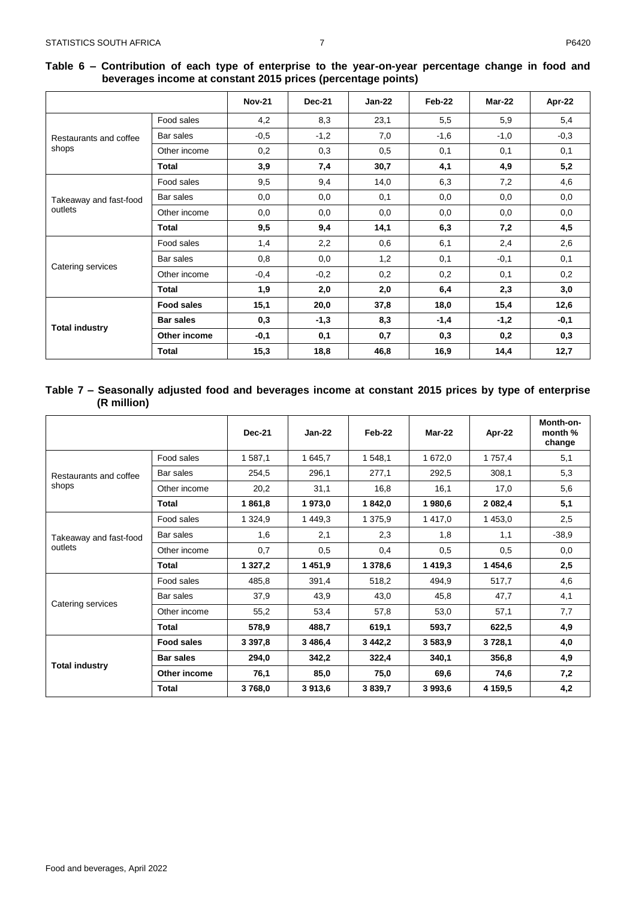## Table 6 – Contribution of each type of enterprise to the year-on-year percentage change in food and beverages income at constant 2015 prices (percentage points)

| | | Nov-21 | Dec-21 | Jan-22 | Feb-22 | Mar-22 | Apr-22 |
|---|---|---|---|---|---|---|---|
| Restaurants and coffee shops | Food sales | 4,2 | 8,3 | 23,1 | 5,5 | 5,9 | 5,4 |
| | Bar sales | -0,5 | -1,2 | 7,0 | -1,6 | -1,0 | -0,3 |
| | Other income | 0,2 | 0,3 | 0,5 | 0,1 | 0,1 | 0,1 |
| | **Total** | **3,9** | **7,4** | **30,7** | **4,1** | **4,9** | **5,2** |
| Takeaway and fast-food outlets | Food sales | 9,5 | 9,4 | 14,0 | 6,3 | 7,2 | 4,6 |
| | Bar sales | 0,0 | 0,0 | 0,1 | 0,0 | 0,0 | 0,0 |
| | Other income | 0,0 | 0,0 | 0,0 | 0,0 | 0,0 | 0,0 |
| | **Total** | **9,5** | **9,4** | **14,1** | **6,3** | **7,2** | **4,5** |
| Catering services | Food sales | 1,4 | 2,2 | 0,6 | 6,1 | 2,4 | 2,6 |
| | Bar sales | 0,8 | 0,0 | 1,2 | 0,1 | -0,1 | 0,1 |
| | Other income | -0,4 | -0,2 | 0,2 | 0,2 | 0,1 | 0,2 |
| | **Total** | **1,9** | **2,0** | **2,0** | **6,4** | **2,3** | **3,0** |
| **Total industry** | **Food sales** | **15,1** | **20,0** | **37,8** | **18,0** | **15,4** | **12,6** |
| | **Bar sales** | **0,3** | **-1,3** | **8,3** | **-1,4** | **-1,2** | **-0,1** |
| | **Other income** | **-0,1** | **0,1** | **0,7** | **0,3** | **0,2** | **0,3** |
| | **Total** | **15,3** | **18,8** | **46,8** | **16,9** | **14,4** | **12,7** |

## Table 7 – Seasonally adjusted food and beverages income at constant 2015 prices by type of enterprise (R million)

| | | Dec-21 | Jan-22 | Feb-22 | Mar-22 | Apr-22 | Month-on-month % change |
|---|---|---|---|---|---|---|---|
| Restaurants and coffee shops | Food sales | 1 587,1 | 1 645,7 | 1 548,1 | 1 672,0 | 1 757,4 | 5,1 |
| | Bar sales | 254,5 | 296,1 | 277,1 | 292,5 | 308,1 | 5,3 |
| | Other income | 20,2 | 31,1 | 16,8 | 16,1 | 17,0 | 5,6 |
| | **Total** | **1 861,8** | **1 973,0** | **1 842,0** | **1 980,6** | **2 082,4** | **5,1** |
| Takeaway and fast-food outlets | Food sales | 1 324,9 | 1 449,3 | 1 375,9 | 1 417,0 | 1 453,0 | 2,5 |
| | Bar sales | 1,6 | 2,1 | 2,3 | 1,8 | 1,1 | -38,9 |
| | Other income | 0,7 | 0,5 | 0,4 | 0,5 | 0,5 | 0,0 |
| | **Total** | **1 327,2** | **1 451,9** | **1 378,6** | **1 419,3** | **1 454,6** | **2,5** |
| Catering services | Food sales | 485,8 | 391,4 | 518,2 | 494,9 | 517,7 | 4,6 |
| | Bar sales | 37,9 | 43,9 | 43,0 | 45,8 | 47,7 | 4,1 |
| | Other income | 55,2 | 53,4 | 57,8 | 53,0 | 57,1 | 7,7 |
| | **Total** | **578,9** | **488,7** | **619,1** | **593,7** | **622,5** | **4,9** |
| **Total industry** | **Food sales** | **3 397,8** | **3 486,4** | **3 442,2** | **3 583,9** | **3 728,1** | **4,0** |
| | **Bar sales** | **294,0** | **342,2** | **322,4** | **340,1** | **356,8** | **4,9** |
| | **Other income** | **76,1** | **85,0** | **75,0** | **69,6** | **74,6** | **7,2** |
| | **Total** | **3 768,0** | **3 913,6** | **3 839,7** | **3 993,6** | **4 159,5** | **4,2** |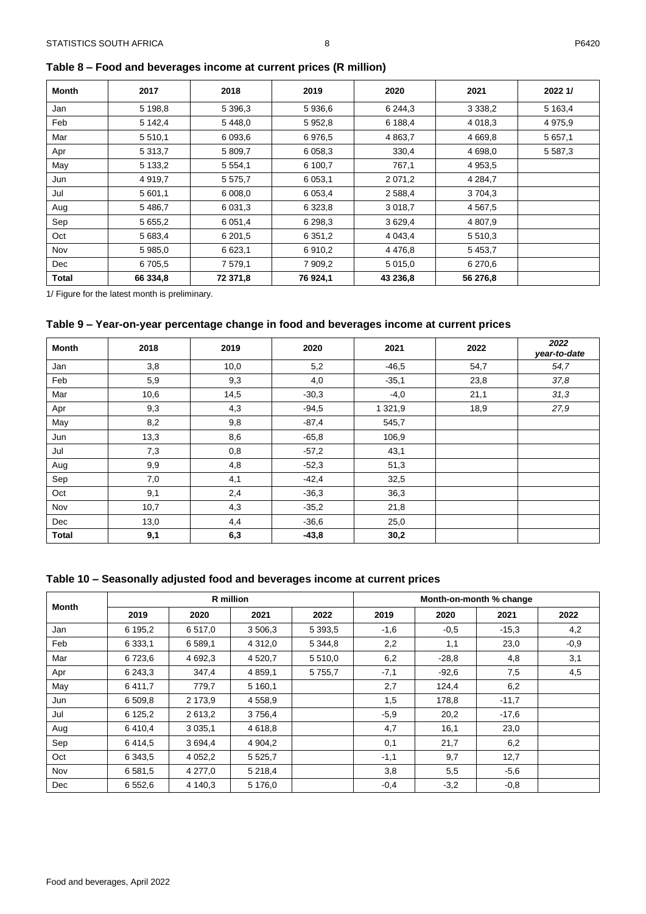**Table 8 – Food and beverages income at current prices (R million)**

| Month | 2017 | 2018 | 2019 | 2020 | 2021 | 2022 1/ |
|---|---|---|---|---|---|---|
| Jan | 5 198,8 | 5 396,3 | 5 936,6 | 6 244,3 | 3 338,2 | 5 163,4 |
| Feb | 5 142,4 | 5 448,0 | 5 952,8 | 6 188,4 | 4 018,3 | 4 975,9 |
| Mar | 5 510,1 | 6 093,6 | 6 976,5 | 4 863,7 | 4 669,8 | 5 657,1 |
| Apr | 5 313,7 | 5 809,7 | 6 058,3 | 330,4 | 4 698,0 | 5 587,3 |
| May | 5 133,2 | 5 554,1 | 6 100,7 | 767,1 | 4 953,5 | |
| Jun | 4 919,7 | 5 575,7 | 6 053,1 | 2 071,2 | 4 284,7 | |
| Jul | 5 601,1 | 6 008,0 | 6 053,4 | 2 588,4 | 3 704,3 | |
| Aug | 5 486,7 | 6 031,3 | 6 323,8 | 3 018,7 | 4 567,5 | |
| Sep | 5 655,2 | 6 051,4 | 6 298,3 | 3 629,4 | 4 807,9 | |
| Oct | 5 683,4 | 6 201,5 | 6 351,2 | 4 043,4 | 5 510,3 | |
| Nov | 5 985,0 | 6 623,1 | 6 910,2 | 4 476,8 | 5 453,7 | |
| Dec | 6 705,5 | 7 579,1 | 7 909,2 | 5 015,0 | 6 270,6 | |
| **Total** | **66 334,8** | **72 371,8** | **76 924,1** | **43 236,8** | **56 276,8** | |

1/ Figure for the latest month is preliminary.

**Table 9 – Year-on-year percentage change in food and beverages income at current prices**

| Month | 2018 | 2019 | 2020 | 2021 | 2022 | *2022 year-to-date* |
|---|---|---|---|---|---|---|
| Jan | 3,8 | 10,0 | 5,2 | -46,5 | 54,7 | *54,7* |
| Feb | 5,9 | 9,3 | 4,0 | -35,1 | 23,8 | *37,8* |
| Mar | 10,6 | 14,5 | -30,3 | -4,0 | 21,1 | *31,3* |
| Apr | 9,3 | 4,3 | -94,5 | 1 321,9 | 18,9 | *27,9* |
| May | 8,2 | 9,8 | -87,4 | 545,7 | | |
| Jun | 13,3 | 8,6 | -65,8 | 106,9 | | |
| Jul | 7,3 | 0,8 | -57,2 | 43,1 | | |
| Aug | 9,9 | 4,8 | -52,3 | 51,3 | | |
| Sep | 7,0 | 4,1 | -42,4 | 32,5 | | |
| Oct | 9,1 | 2,4 | -36,3 | 36,3 | | |
| Nov | 10,7 | 4,3 | -35,2 | 21,8 | | |
| Dec | 13,0 | 4,4 | -36,6 | 25,0 | | |
| **Total** | **9,1** | **6,3** | **-43,8** | **30,2** | | |

**Table 10 – Seasonally adjusted food and beverages income at current prices**

| Month | R million | | | | Month-on-month % change | | | |
|---|---|---|---|---|---|---|---|---|
| | 2019 | 2020 | 2021 | 2022 | 2019 | 2020 | 2021 | 2022 |
| Jan | 6 195,2 | 6 517,0 | 3 506,3 | 5 393,5 | -1,6 | -0,5 | -15,3 | 4,2 |
| Feb | 6 333,1 | 6 589,1 | 4 312,0 | 5 344,8 | 2,2 | 1,1 | 23,0 | -0,9 |
| Mar | 6 723,6 | 4 692,3 | 4 520,7 | 5 510,0 | 6,2 | -28,8 | 4,8 | 3,1 |
| Apr | 6 243,3 | 347,4 | 4 859,1 | 5 755,7 | -7,1 | -92,6 | 7,5 | 4,5 |
| May | 6 411,7 | 779,7 | 5 160,1 | | 2,7 | 124,4 | 6,2 | |
| Jun | 6 509,8 | 2 173,9 | 4 558,9 | | 1,5 | 178,8 | -11,7 | |
| Jul | 6 125,2 | 2 613,2 | 3 756,4 | | -5,9 | 20,2 | -17,6 | |
| Aug | 6 410,4 | 3 035,1 | 4 618,8 | | 4,7 | 16,1 | 23,0 | |
| Sep | 6 414,5 | 3 694,4 | 4 904,2 | | 0,1 | 21,7 | 6,2 | |
| Oct | 6 343,5 | 4 052,2 | 5 525,7 | | -1,1 | 9,7 | 12,7 | |
| Nov | 6 581,5 | 4 277,0 | 5 218,4 | | 3,8 | 5,5 | -5,6 | |
| Dec | 6 552,6 | 4 140,3 | 5 176,0 | | -0,4 | -3,2 | -0,8 | |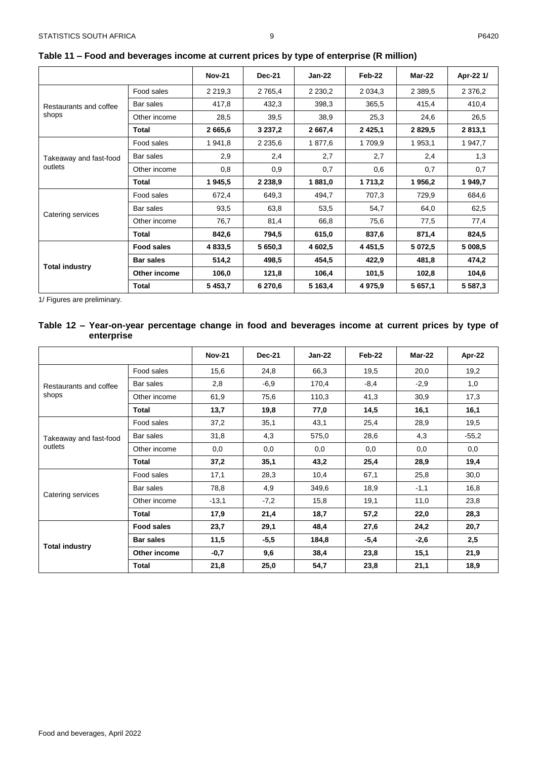## Table 11 – Food and beverages income at current prices by type of enterprise (R million)

| | | Nov-21 | Dec-21 | Jan-22 | Feb-22 | Mar-22 | Apr-22 1/ |
|---|---|---|---|---|---|---|---|
| Restaurants and coffee shops | Food sales | 2 219,3 | 2 765,4 | 2 230,2 | 2 034,3 | 2 389,5 | 2 376,2 |
| | Bar sales | 417,8 | 432,3 | 398,3 | 365,5 | 415,4 | 410,4 |
| | Other income | 28,5 | 39,5 | 38,9 | 25,3 | 24,6 | 26,5 |
| | **Total** | **2 665,6** | **3 237,2** | **2 667,4** | **2 425,1** | **2 829,5** | **2 813,1** |
| Takeaway and fast-food outlets | Food sales | 1 941,8 | 2 235,6 | 1 877,6 | 1 709,9 | 1 953,1 | 1 947,7 |
| | Bar sales | 2,9 | 2,4 | 2,7 | 2,7 | 2,4 | 1,3 |
| | Other income | 0,8 | 0,9 | 0,7 | 0,6 | 0,7 | 0,7 |
| | **Total** | **1 945,5** | **2 238,9** | **1 881,0** | **1 713,2** | **1 956,2** | **1 949,7** |
| Catering services | Food sales | 672,4 | 649,3 | 494,7 | 707,3 | 729,9 | 684,6 |
| | Bar sales | 93,5 | 63,8 | 53,5 | 54,7 | 64,0 | 62,5 |
| | Other income | 76,7 | 81,4 | 66,8 | 75,6 | 77,5 | 77,4 |
| | **Total** | **842,6** | **794,5** | **615,0** | **837,6** | **871,4** | **824,5** |
| **Total industry** | **Food sales** | **4 833,5** | **5 650,3** | **4 602,5** | **4 451,5** | **5 072,5** | **5 008,5** |
| | **Bar sales** | **514,2** | **498,5** | **454,5** | **422,9** | **481,8** | **474,2** |
| | **Other income** | **106,0** | **121,8** | **106,4** | **101,5** | **102,8** | **104,6** |
| | **Total** | **5 453,7** | **6 270,6** | **5 163,4** | **4 975,9** | **5 657,1** | **5 587,3** |

1/ Figures are preliminary.

## Table 12 – Year-on-year percentage change in food and beverages income at current prices by type of enterprise

| | | Nov-21 | Dec-21 | Jan-22 | Feb-22 | Mar-22 | Apr-22 |
|---|---|---|---|---|---|---|---|
| Restaurants and coffee shops | Food sales | 15,6 | 24,8 | 66,3 | 19,5 | 20,0 | 19,2 |
| | Bar sales | 2,8 | -6,9 | 170,4 | -8,4 | -2,9 | 1,0 |
| | Other income | 61,9 | 75,6 | 110,3 | 41,3 | 30,9 | 17,3 |
| | **Total** | **13,7** | **19,8** | **77,0** | **14,5** | **16,1** | **16,1** |
| Takeaway and fast-food outlets | Food sales | 37,2 | 35,1 | 43,1 | 25,4 | 28,9 | 19,5 |
| | Bar sales | 31,8 | 4,3 | 575,0 | 28,6 | 4,3 | -55,2 |
| | Other income | 0,0 | 0,0 | 0,0 | 0,0 | 0,0 | 0,0 |
| | **Total** | **37,2** | **35,1** | **43,2** | **25,4** | **28,9** | **19,4** |
| Catering services | Food sales | 17,1 | 28,3 | 10,4 | 67,1 | 25,8 | 30,0 |
| | Bar sales | 78,8 | 4,9 | 349,6 | 18,9 | -1,1 | 16,8 |
| | Other income | -13,1 | -7,2 | 15,8 | 19,1 | 11,0 | 23,8 |
| | **Total** | **17,9** | **21,4** | **18,7** | **57,2** | **22,0** | **28,3** |
| **Total industry** | **Food sales** | **23,7** | **29,1** | **48,4** | **27,6** | **24,2** | **20,7** |
| | **Bar sales** | **11,5** | **-5,5** | **184,8** | **-5,4** | **-2,6** | **2,5** |
| | **Other income** | **-0,7** | **9,6** | **38,4** | **23,8** | **15,1** | **21,9** |
| | **Total** | **21,8** | **25,0** | **54,7** | **23,8** | **21,1** | **18,9** |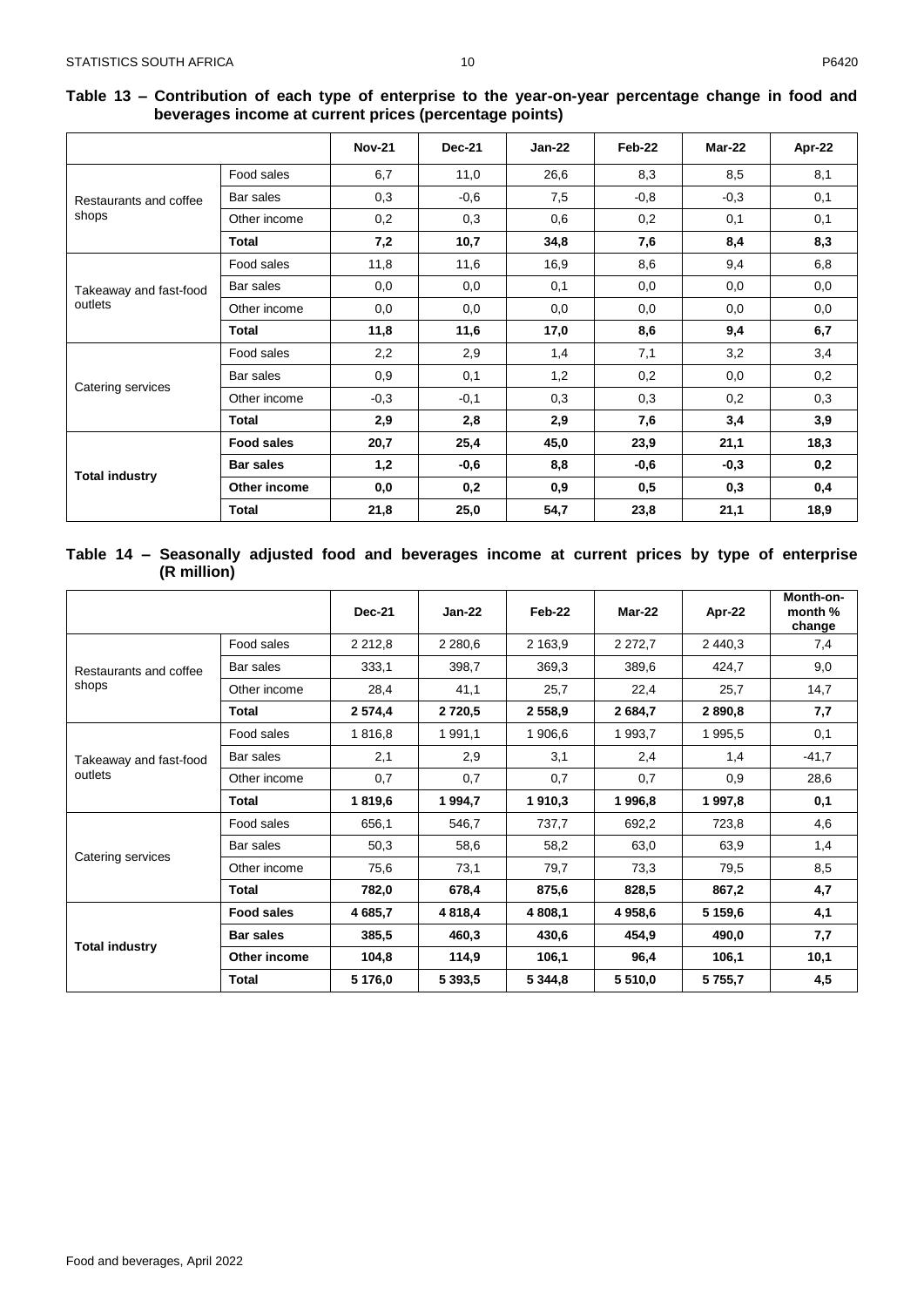**Table 13 – Contribution of each type of enterprise to the year-on-year percentage change in food and beverages income at current prices (percentage points)**

| | | Nov-21 | Dec-21 | Jan-22 | Feb-22 | Mar-22 | Apr-22 |
|---|---|---|---|---|---|---|---|
| Restaurants and coffee shops | Food sales | 6,7 | 11,0 | 26,6 | 8,3 | 8,5 | 8,1 |
| | Bar sales | 0,3 | -0,6 | 7,5 | -0,8 | -0,3 | 0,1 |
| | Other income | 0,2 | 0,3 | 0,6 | 0,2 | 0,1 | 0,1 |
| | **Total** | **7,2** | **10,7** | **34,8** | **7,6** | **8,4** | **8,3** |
| Takeaway and fast-food outlets | Food sales | 11,8 | 11,6 | 16,9 | 8,6 | 9,4 | 6,8 |
| | Bar sales | 0,0 | 0,0 | 0,1 | 0,0 | 0,0 | 0,0 |
| | Other income | 0,0 | 0,0 | 0,0 | 0,0 | 0,0 | 0,0 |
| | **Total** | **11,8** | **11,6** | **17,0** | **8,6** | **9,4** | **6,7** |
| Catering services | Food sales | 2,2 | 2,9 | 1,4 | 7,1 | 3,2 | 3,4 |
| | Bar sales | 0,9 | 0,1 | 1,2 | 0,2 | 0,0 | 0,2 |
| | Other income | -0,3 | -0,1 | 0,3 | 0,3 | 0,2 | 0,3 |
| | **Total** | **2,9** | **2,8** | **2,9** | **7,6** | **3,4** | **3,9** |
| **Total industry** | **Food sales** | **20,7** | **25,4** | **45,0** | **23,9** | **21,1** | **18,3** |
| | **Bar sales** | **1,2** | **-0,6** | **8,8** | **-0,6** | **-0,3** | **0,2** |
| | **Other income** | **0,0** | **0,2** | **0,9** | **0,5** | **0,3** | **0,4** |
| | **Total** | **21,8** | **25,0** | **54,7** | **23,8** | **21,1** | **18,9** |

**Table 14 – Seasonally adjusted food and beverages income at current prices by type of enterprise (R million)**

| | | Dec-21 | Jan-22 | Feb-22 | Mar-22 | Apr-22 | Month-on-month % change |
|---|---|---|---|---|---|---|---|
| Restaurants and coffee shops | Food sales | 2 212,8 | 2 280,6 | 2 163,9 | 2 272,7 | 2 440,3 | 7,4 |
| | Bar sales | 333,1 | 398,7 | 369,3 | 389,6 | 424,7 | 9,0 |
| | Other income | 28,4 | 41,1 | 25,7 | 22,4 | 25,7 | 14,7 |
| | **Total** | **2 574,4** | **2 720,5** | **2 558,9** | **2 684,7** | **2 890,8** | **7,7** |
| Takeaway and fast-food outlets | Food sales | 1 816,8 | 1 991,1 | 1 906,6 | 1 993,7 | 1 995,5 | 0,1 |
| | Bar sales | 2,1 | 2,9 | 3,1 | 2,4 | 1,4 | -41,7 |
| | Other income | 0,7 | 0,7 | 0,7 | 0,7 | 0,9 | 28,6 |
| | **Total** | **1 819,6** | **1 994,7** | **1 910,3** | **1 996,8** | **1 997,8** | **0,1** |
| Catering services | Food sales | 656,1 | 546,7 | 737,7 | 692,2 | 723,8 | 4,6 |
| | Bar sales | 50,3 | 58,6 | 58,2 | 63,0 | 63,9 | 1,4 |
| | Other income | 75,6 | 73,1 | 79,7 | 73,3 | 79,5 | 8,5 |
| | **Total** | **782,0** | **678,4** | **875,6** | **828,5** | **867,2** | **4,7** |
| **Total industry** | **Food sales** | **4 685,7** | **4 818,4** | **4 808,1** | **4 958,6** | **5 159,6** | **4,1** |
| | **Bar sales** | **385,5** | **460,3** | **430,6** | **454,9** | **490,0** | **7,7** |
| | **Other income** | **104,8** | **114,9** | **106,1** | **96,4** | **106,1** | **10,1** |
| | **Total** | **5 176,0** | **5 393,5** | **5 344,8** | **5 510,0** | **5 755,7** | **4,5** |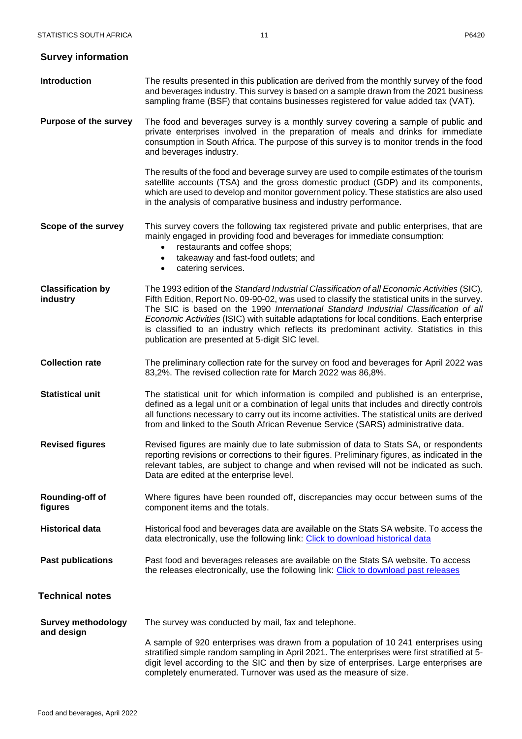## Survey information

**Introduction**

The results presented in this publication are derived from the monthly survey of the food and beverages industry. This survey is based on a sample drawn from the 2021 business sampling frame (BSF) that contains businesses registered for value added tax (VAT).

**Purpose of the survey**

The food and beverages survey is a monthly survey covering a sample of public and private enterprises involved in the preparation of meals and drinks for immediate consumption in South Africa. The purpose of this survey is to monitor trends in the food and beverages industry.

The results of the food and beverage survey are used to compile estimates of the tourism satellite accounts (TSA) and the gross domestic product (GDP) and its components, which are used to develop and monitor government policy. These statistics are also used in the analysis of comparative business and industry performance.

**Scope of the survey**

This survey covers the following tax registered private and public enterprises, that are mainly engaged in providing food and beverages for immediate consumption:

- restaurants and coffee shops;
- takeaway and fast-food outlets; and
- catering services.

**Classification by industry**

The 1993 edition of the *Standard Industrial Classification of all Economic Activities* (SIC), Fifth Edition, Report No. 09-90-02, was used to classify the statistical units in the survey. The SIC is based on the 1990 *International Standard Industrial Classification of all Economic Activities* (ISIC) with suitable adaptations for local conditions. Each enterprise is classified to an industry which reflects its predominant activity. Statistics in this publication are presented at 5-digit SIC level.

**Collection rate**

The preliminary collection rate for the survey on food and beverages for April 2022 was 83,2%. The revised collection rate for March 2022 was 86,8%.

**Statistical unit**

The statistical unit for which information is compiled and published is an enterprise, defined as a legal unit or a combination of legal units that includes and directly controls all functions necessary to carry out its income activities. The statistical units are derived from and linked to the South African Revenue Service (SARS) administrative data.

**Revised figures**

Revised figures are mainly due to late submission of data to Stats SA, or respondents reporting revisions or corrections to their figures. Preliminary figures, as indicated in the relevant tables, are subject to change and when revised will not be indicated as such. Data are edited at the enterprise level.

**Rounding-off of figures**

Where figures have been rounded off, discrepancies may occur between sums of the component items and the totals.

**Historical data**

Historical food and beverages data are available on the Stats SA website. To access the data electronically, use the following link: Click to download historical data

**Past publications**

Past food and beverages releases are available on the Stats SA website. To access the releases electronically, use the following link: Click to download past releases

## Technical notes

**Survey methodology and design**

The survey was conducted by mail, fax and telephone.

A sample of 920 enterprises was drawn from a population of 10 241 enterprises using stratified simple random sampling in April 2021. The enterprises were first stratified at 5-digit level according to the SIC and then by size of enterprises. Large enterprises are completely enumerated. Turnover was used as the measure of size.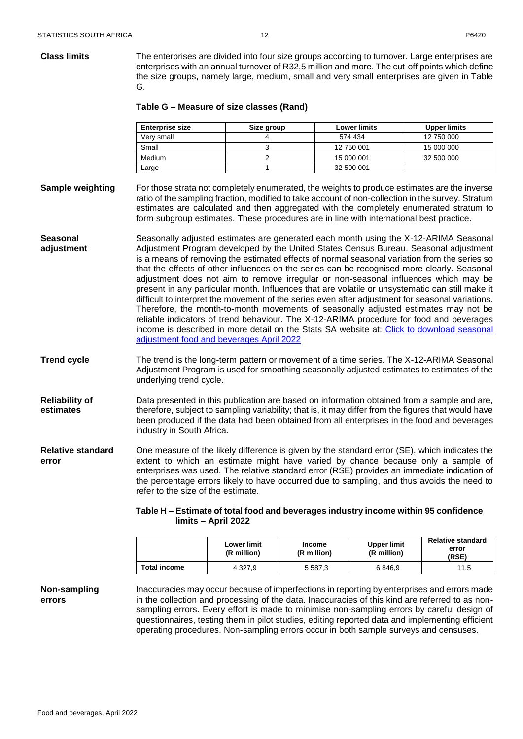**Class limits**

The enterprises are divided into four size groups according to turnover. Large enterprises are enterprises with an annual turnover of R32,5 million and more. The cut-off points which define the size groups, namely large, medium, small and very small enterprises are given in Table G.

**Table G – Measure of size classes (Rand)**

| Enterprise size | Size group | Lower limits | Upper limits |
|---|---|---|---|
| Very small | 4 | 574 434 | 12 750 000 |
| Small | 3 | 12 750 001 | 15 000 000 |
| Medium | 2 | 15 000 001 | 32 500 000 |
| Large | 1 | 32 500 001 | |

**Sample weighting**

For those strata not completely enumerated, the weights to produce estimates are the inverse ratio of the sampling fraction, modified to take account of non-collection in the survey. Stratum estimates are calculated and then aggregated with the completely enumerated stratum to form subgroup estimates. These procedures are in line with international best practice.

**Seasonal adjustment**

Seasonally adjusted estimates are generated each month using the X-12-ARIMA Seasonal Adjustment Program developed by the United States Census Bureau. Seasonal adjustment is a means of removing the estimated effects of normal seasonal variation from the series so that the effects of other influences on the series can be recognised more clearly. Seasonal adjustment does not aim to remove irregular or non-seasonal influences which may be present in any particular month. Influences that are volatile or unsystematic can still make it difficult to interpret the movement of the series even after adjustment for seasonal variations. Therefore, the month-to-month movements of seasonally adjusted estimates may not be reliable indicators of trend behaviour. The X-12-ARIMA procedure for food and beverages income is described in more detail on the Stats SA website at: Click to download seasonal adjustment food and beverages April 2022

**Trend cycle**

The trend is the long-term pattern or movement of a time series. The X-12-ARIMA Seasonal Adjustment Program is used for smoothing seasonally adjusted estimates to estimates of the underlying trend cycle.

**Reliability of estimates**

Data presented in this publication are based on information obtained from a sample and are, therefore, subject to sampling variability; that is, it may differ from the figures that would have been produced if the data had been obtained from all enterprises in the food and beverages industry in South Africa.

**Relative standard error**

One measure of the likely difference is given by the standard error (SE), which indicates the extent to which an estimate might have varied by chance because only a sample of enterprises was used. The relative standard error (RSE) provides an immediate indication of the percentage errors likely to have occurred due to sampling, and thus avoids the need to refer to the size of the estimate.

**Table H – Estimate of total food and beverages industry income within 95 confidence limits – April 2022**

| | Lower limit (R million) | Income (R million) | Upper limit (R million) | Relative standard error (RSE) |
|---|---|---|---|---|
| **Total income** | 4 327,9 | 5 587,3 | 6 846,9 | 11,5 |

**Non-sampling errors**

Inaccuracies may occur because of imperfections in reporting by enterprises and errors made in the collection and processing of the data. Inaccuracies of this kind are referred to as non-sampling errors. Every effort is made to minimise non-sampling errors by careful design of questionnaires, testing them in pilot studies, editing reported data and implementing efficient operating procedures. Non-sampling errors occur in both sample surveys and censuses.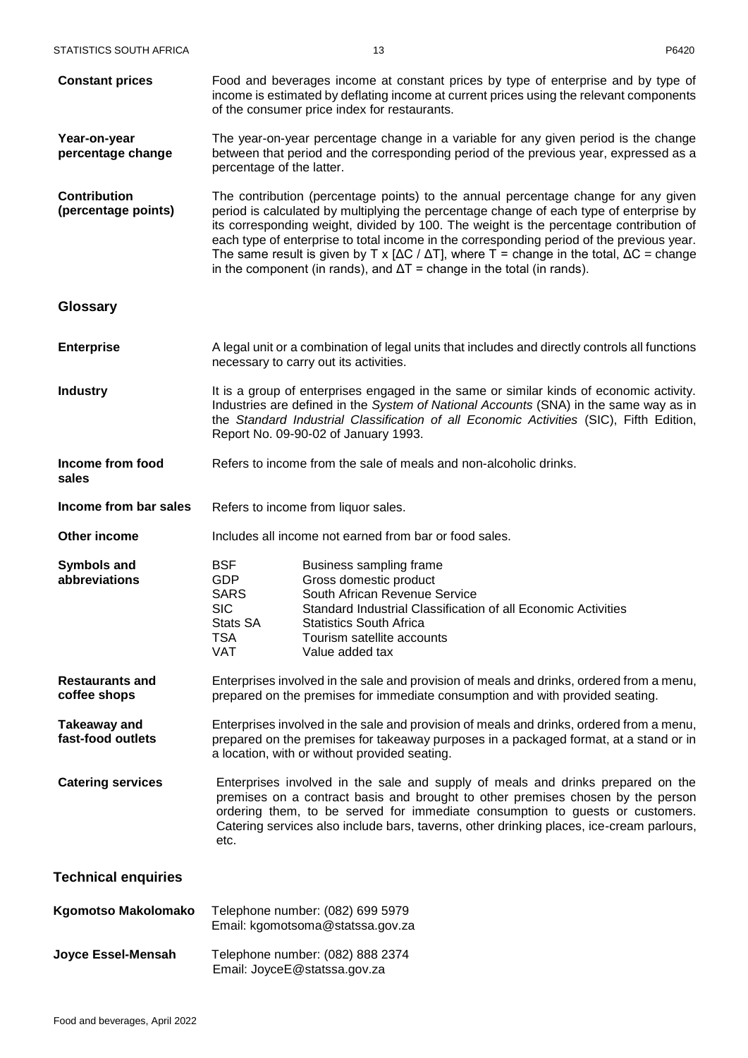**Constant prices**

Food and beverages income at constant prices by type of enterprise and by type of income is estimated by deflating income at current prices using the relevant components of the consumer price index for restaurants.

**Year-on-year percentage change**

The year-on-year percentage change in a variable for any given period is the change between that period and the corresponding period of the previous year, expressed as a percentage of the latter.

**Contribution (percentage points)**

The contribution (percentage points) to the annual percentage change for any given period is calculated by multiplying the percentage change of each type of enterprise by its corresponding weight, divided by 100. The weight is the percentage contribution of each type of enterprise to total income in the corresponding period of the previous year. The same result is given by T x [$\Delta C$ / $\Delta T$], where T = change in the total, $\Delta C$ = change in the component (in rands), and $\Delta T$ = change in the total (in rands).

## Glossary

**Enterprise**

A legal unit or a combination of legal units that includes and directly controls all functions necessary to carry out its activities.

**Industry**

It is a group of enterprises engaged in the same or similar kinds of economic activity. Industries are defined in the *System of National Accounts* (SNA) in the same way as in the *Standard Industrial Classification of all Economic Activities* (SIC), Fifth Edition, Report No. 09-90-02 of January 1993.

**Income from food sales**

Refers to income from the sale of meals and non-alcoholic drinks.

**Income from bar sales**

Refers to income from liquor sales.

**Other income**

Includes all income not earned from bar or food sales.

**Symbols and abbreviations**

| | |
|---|---|
| BSF | Business sampling frame |
| GDP | Gross domestic product |
| SARS | South African Revenue Service |
| SIC | Standard Industrial Classification of all Economic Activities |
| Stats SA | Statistics South Africa |
| TSA | Tourism satellite accounts |
| VAT | Value added tax |

**Restaurants and coffee shops**

Enterprises involved in the sale and provision of meals and drinks, ordered from a menu, prepared on the premises for immediate consumption and with provided seating.

**Takeaway and fast-food outlets**

Enterprises involved in the sale and provision of meals and drinks, ordered from a menu, prepared on the premises for takeaway purposes in a packaged format, at a stand or in a location, with or without provided seating.

**Catering services**

Enterprises involved in the sale and supply of meals and drinks prepared on the premises on a contract basis and brought to other premises chosen by the person ordering them, to be served for immediate consumption to guests or customers. Catering services also include bars, taverns, other drinking places, ice-cream parlours, etc.

## Technical enquiries

**Kgomotso Makolomako**

Telephone number: (082) 699 5979
Email: kgomotsoma@statssa.gov.za

**Joyce Essel-Mensah**

Telephone number: (082) 888 2374
Email: JoyceE@statssa.gov.za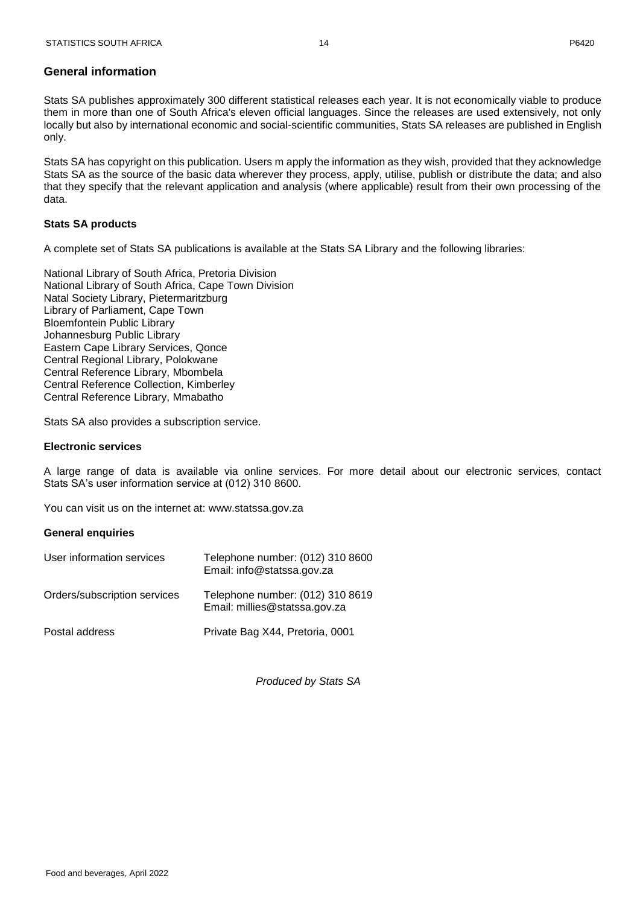## General information

Stats SA publishes approximately 300 different statistical releases each year. It is not economically viable to produce them in more than one of South Africa's eleven official languages. Since the releases are used extensively, not only locally but also by international economic and social-scientific communities, Stats SA releases are published in English only.

Stats SA has copyright on this publication. Users m apply the information as they wish, provided that they acknowledge Stats SA as the source of the basic data wherever they process, apply, utilise, publish or distribute the data; and also that they specify that the relevant application and analysis (where applicable) result from their own processing of the data.

### Stats SA products

A complete set of Stats SA publications is available at the Stats SA Library and the following libraries:

National Library of South Africa, Pretoria Division
National Library of South Africa, Cape Town Division
Natal Society Library, Pietermaritzburg
Library of Parliament, Cape Town
Bloemfontein Public Library
Johannesburg Public Library
Eastern Cape Library Services, Qonce
Central Regional Library, Polokwane
Central Reference Library, Mbombela
Central Reference Collection, Kimberley
Central Reference Library, Mmabatho

Stats SA also provides a subscription service.

### Electronic services

A large range of data is available via online services. For more detail about our electronic services, contact Stats SA's user information service at (012) 310 8600.

You can visit us on the internet at: www.statssa.gov.za

### General enquiries

| | |
|---|---|
| User information services | Telephone number: (012) 310 8600<br>Email: info@statssa.gov.za |
| Orders/subscription services | Telephone number: (012) 310 8619<br>Email: millies@statssa.gov.za |
| Postal address | Private Bag X44, Pretoria, 0001 |

*Produced by Stats SA*